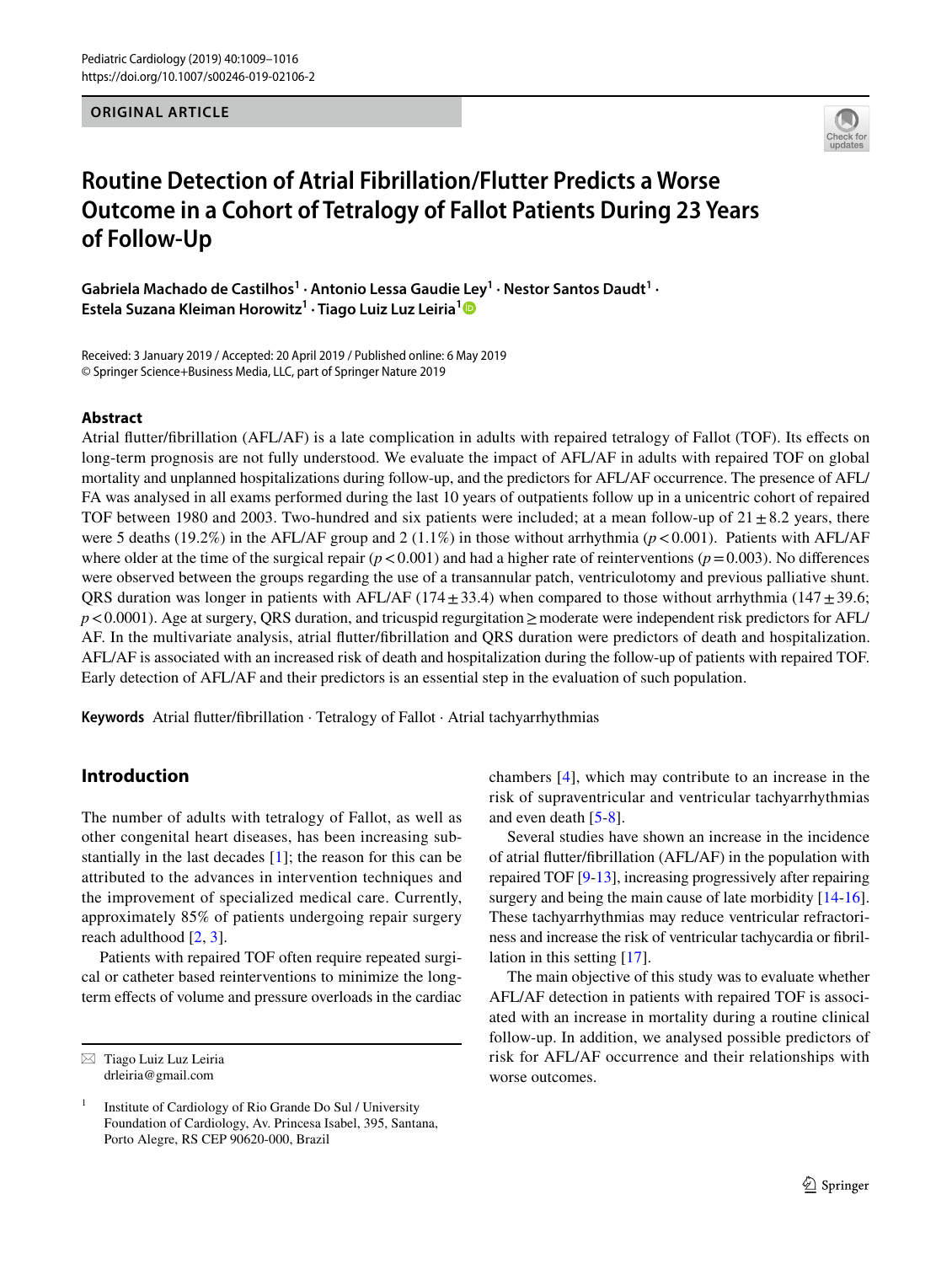ORIGINAL ARTICLE

# Routine Detection of Atrial Fibrillation/Flutter Predicts a Worse Outcome in a Cohort of Tetralogy of Fallot Patients During 23 Years of Follow-Up

**Gabriela Machado de Castilhos[1] · Antonio Lessa Gaudie Ley[1] · Nestor Santos Daudt[1] · Estela Suzana Kleiman Horowitz[1] · Tiago Luiz Luz Leiria[1]**

Received: 3 January 2019 / Accepted: 20 April 2019 / Published online: 6 May 2019
© Springer Science+Business Media, LLC, part of Springer Nature 2019

## Abstract

Atrial flutter/fibrillation (AFL/AF) is a late complication in adults with repaired tetralogy of Fallot (TOF). Its effects on long-term prognosis are not fully understood. We evaluate the impact of AFL/AF in adults with repaired TOF on global mortality and unplanned hospitalizations during follow-up, and the predictors for AFL/AF occurrence. The presence of AFL/FA was analysed in all exams performed during the last 10 years of outpatients follow up in a unicentric cohort of repaired TOF between 1980 and 2003. Two-hundred and six patients were included; at a mean follow-up of $21 \pm 8.2$ years, there were 5 deaths (19.2%) in the AFL/AF group and 2 (1.1%) in those without arrhythmia ($p < 0.001$). Patients with AFL/AF where older at the time of the surgical repair ($p < 0.001$) and had a higher rate of reinterventions ($p = 0.003$). No differences were observed between the groups regarding the use of a transannular patch, ventriculotomy and previous palliative shunt. QRS duration was longer in patients with AFL/AF ($174 \pm 33.4$) when compared to those without arrhythmia ($147 \pm 39.6$; $p < 0.0001$). Age at surgery, QRS duration, and tricuspid regurgitation ≥ moderate were independent risk predictors for AFL/AF. In the multivariate analysis, atrial flutter/fibrillation and QRS duration were predictors of death and hospitalization. AFL/AF is associated with an increased risk of death and hospitalization during the follow-up of patients with repaired TOF. Early detection of AFL/AF and their predictors is an essential step in the evaluation of such population.

**Keywords** Atrial flutter/fibrillation · Tetralogy of Fallot · Atrial tachyarrhythmias

## Introduction

The number of adults with tetralogy of Fallot, as well as other congenital heart diseases, has been increasing substantially in the last decades [1]; the reason for this can be attributed to the advances in intervention techniques and the improvement of specialized medical care. Currently, approximately 85% of patients undergoing repair surgery reach adulthood [2, 3].

Patients with repaired TOF often require repeated surgical or catheter based reinterventions to minimize the long-term effects of volume and pressure overloads in the cardiac chambers [4], which may contribute to an increase in the risk of supraventricular and ventricular tachyarrhythmias and even death [5-8].

Several studies have shown an increase in the incidence of atrial flutter/fibrillation (AFL/AF) in the population with repaired TOF [9-13], increasing progressively after repairing surgery and being the main cause of late morbidity [14-16]. These tachyarrhythmias may reduce ventricular refractoriness and increase the risk of ventricular tachycardia or fibrillation in this setting [17].

The main objective of this study was to evaluate whether AFL/AF detection in patients with repaired TOF is associated with an increase in mortality during a routine clinical follow-up. In addition, we analysed possible predictors of risk for AFL/AF occurrence and their relationships with worse outcomes.

✉ Tiago Luiz Luz Leiria
drleiria@gmail.com

[1] Institute of Cardiology of Rio Grande Do Sul / University Foundation of Cardiology, Av. Princesa Isabel, 395, Santana, Porto Alegre, RS CEP 90620-000, Brazil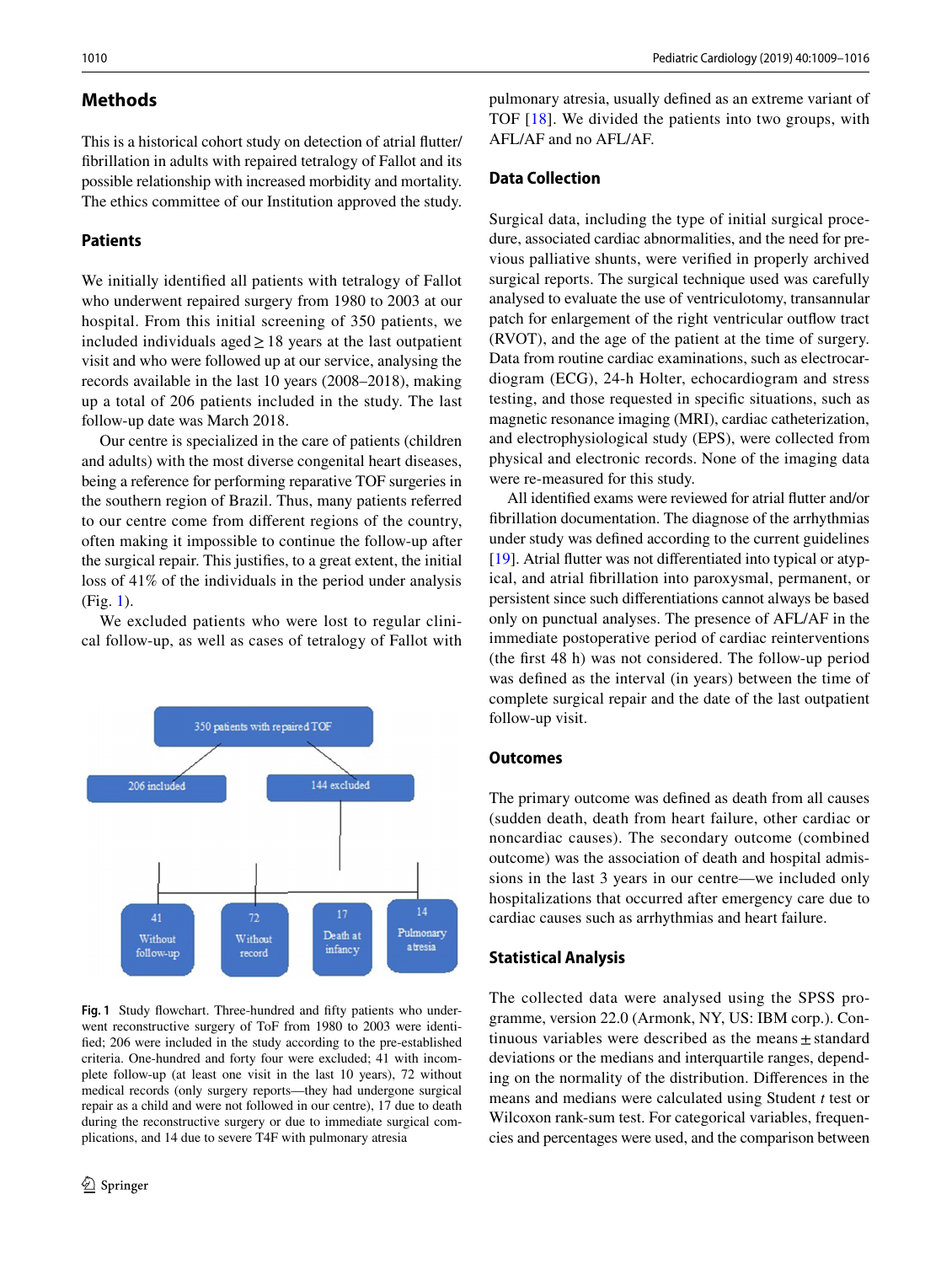## Methods

This is a historical cohort study on detection of atrial flutter/fibrillation in adults with repaired tetralogy of Fallot and its possible relationship with increased morbidity and mortality. The ethics committee of our Institution approved the study.

### Patients

We initially identified all patients with tetralogy of Fallot who underwent repaired surgery from 1980 to 2003 at our hospital. From this initial screening of 350 patients, we included individuals aged ≥ 18 years at the last outpatient visit and who were followed up at our service, analysing the records available in the last 10 years (2008–2018), making up a total of 206 patients included in the study. The last follow-up date was March 2018.

Our centre is specialized in the care of patients (children and adults) with the most diverse congenital heart diseases, being a reference for performing reparative TOF surgeries in the southern region of Brazil. Thus, many patients referred to our centre come from different regions of the country, often making it impossible to continue the follow-up after the surgical repair. This justifies, to a great extent, the initial loss of 41% of the individuals in the period under analysis (Fig. 1).

We excluded patients who were lost to regular clinical follow-up, as well as cases of tetralogy of Fallot with pulmonary atresia, usually defined as an extreme variant of TOF [18]. We divided the patients into two groups, with AFL/AF and no AFL/AF.

350 patients with repaired TOF

206 included | 144 excluded

41 Without follow-up | 72 Without record | 17 Death at infancy | 14 Pulmonary atresia

**Fig. 1** Study flowchart. Three-hundred and fifty patients who underwent reconstructive surgery of ToF from 1980 to 2003 were identified; 206 were included in the study according to the pre-established criteria. One-hundred and forty four were excluded; 41 with incomplete follow-up (at least one visit in the last 10 years), 72 without medical records (only surgery reports—they had undergone surgical repair as a child and were not followed in our centre), 17 due to death during the reconstructive surgery or due to immediate surgical complications, and 14 due to severe T4F with pulmonary atresia

### Data Collection

Surgical data, including the type of initial surgical procedure, associated cardiac abnormalities, and the need for previous palliative shunts, were verified in properly archived surgical reports. The surgical technique used was carefully analysed to evaluate the use of ventriculotomy, transannular patch for enlargement of the right ventricular outflow tract (RVOT), and the age of the patient at the time of surgery. Data from routine cardiac examinations, such as electrocardiogram (ECG), 24-h Holter, echocardiogram and stress testing, and those requested in specific situations, such as magnetic resonance imaging (MRI), cardiac catheterization, and electrophysiological study (EPS), were collected from physical and electronic records. None of the imaging data were re-measured for this study.

All identified exams were reviewed for atrial flutter and/or fibrillation documentation. The diagnose of the arrhythmias under study was defined according to the current guidelines [19]. Atrial flutter was not differentiated into typical or atypical, and atrial fibrillation into paroxysmal, permanent, or persistent since such differentiations cannot always be based only on punctual analyses. The presence of AFL/AF in the immediate postoperative period of cardiac reinterventions (the first 48 h) was not considered. The follow-up period was defined as the interval (in years) between the time of complete surgical repair and the date of the last outpatient follow-up visit.

### Outcomes

The primary outcome was defined as death from all causes (sudden death, death from heart failure, other cardiac or noncardiac causes). The secondary outcome (combined outcome) was the association of death and hospital admissions in the last 3 years in our centre—we included only hospitalizations that occurred after emergency care due to cardiac causes such as arrhythmias and heart failure.

### Statistical Analysis

The collected data were analysed using the SPSS programme, version 22.0 (Armonk, NY, US: IBM corp.). Continuous variables were described as the means ± standard deviations or the medians and interquartile ranges, depending on the normality of the distribution. Differences in the means and medians were calculated using Student *t* test or Wilcoxon rank-sum test. For categorical variables, frequencies and percentages were used, and the comparison between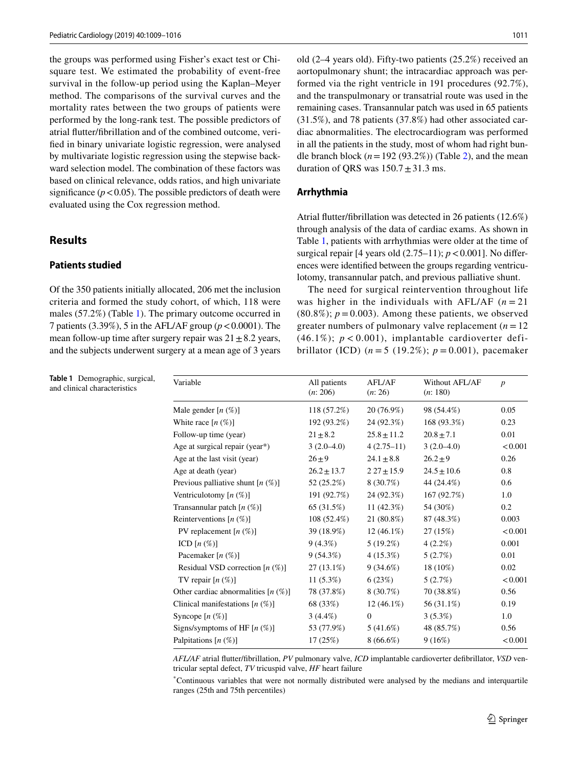the groups was performed using Fisher's exact test or Chi-square test. We estimated the probability of event-free survival in the follow-up period using the Kaplan–Meyer method. The comparisons of the survival curves and the mortality rates between the two groups of patients were performed by the long-rank test. The possible predictors of atrial flutter/fibrillation and of the combined outcome, verified in binary univariate logistic regression, were analysed by multivariate logistic regression using the stepwise backward selection model. The combination of these factors was based on clinical relevance, odds ratios, and high univariate significance ($p < 0.05$). The possible predictors of death were evaluated using the Cox regression method.

## Results

### Patients studied

Of the 350 patients initially allocated, 206 met the inclusion criteria and formed the study cohort, of which, 118 were males (57.2%) (Table 1). The primary outcome occurred in 7 patients (3.39%), 5 in the AFL/AF group ($p < 0.0001$). The mean follow-up time after surgery repair was $21 \pm 8.2$ years, and the subjects underwent surgery at a mean age of 3 years old (2–4 years old). Fifty-two patients (25.2%) received an aortopulmonary shunt; the intracardiac approach was performed via the right ventricle in 191 procedures (92.7%), and the transpulmonary or transatrial route was used in the remaining cases. Transannular patch was used in 65 patients (31.5%), and 78 patients (37.8%) had other associated cardiac abnormalities. The electrocardiogram was performed in all the patients in the study, most of whom had right bundle branch block ($n = 192$ (93.2%)) (Table 2), and the mean duration of QRS was $150.7 \pm 31.3$ ms.

### Arrhythmia

Atrial flutter/fibrillation was detected in 26 patients (12.6%) through analysis of the data of cardiac exams. As shown in Table 1, patients with arrhythmias were older at the time of surgical repair [4 years old (2.75–11); $p < 0.001$]. No differences were identified between the groups regarding ventriculotomy, transannular patch, and previous palliative shunt.

The need for surgical reintervention throughout life was higher in the individuals with AFL/AF ($n = 21$ (80.8%); $p = 0.003$). Among these patients, we observed greater numbers of pulmonary valve replacement ($n = 12$ (46.1%); $p < 0.001$), implantable cardioverter defibrillator (ICD) ($n = 5$ (19.2%); $p = 0.001$), pacemaker

**Table 1** Demographic, surgical, and clinical characteristics

| Variable | All patients (*n*: 206) | AFL/AF (*n*: 26) | Without AFL/AF (*n*: 180) | *p* |
|---|---|---|---|---|
| Male gender [*n* (%)] | 118 (57.2%) | 20 (76.9%) | 98 (54.4%) | 0.05 |
| White race [*n* (%)] | 192 (93.2%) | 24 (92.3%) | 168 (93.3%) | 0.23 |
| Follow-up time (year) | $21 \pm 8.2$ | $25.8 \pm 11.2$ | $20.8 \pm 7.1$ | 0.01 |
| Age at surgical repair (year*) | 3 (2.0–4.0) | 4 (2.75–11) | 3 (2.0–4.0) | < 0.001 |
| Age at the last visit (year) | $26 \pm 9$ | $24.1 \pm 8.8$ | $26.2 \pm 9$ | 0.26 |
| Age at death (year) | $26.2 \pm 13.7$ | $2\ 27 \pm 15.9$ | $24.5 \pm 10.6$ | 0.8 |
| Previous palliative shunt [*n* (%)] | 52 (25.2%) | 8 (30.7%) | 44 (24.4%) | 0.6 |
| Ventriculotomy [*n* (%)] | 191 (92.7%) | 24 (92.3%) | 167 (92.7%) | 1.0 |
| Transannular patch [*n* (%)] | 65 (31.5%) | 11 (42.3%) | 54 (30%) | 0.2 |
| Reinterventions [*n* (%)] | 108 (52.4%) | 21 (80.8%) | 87 (48.3%) | 0.003 |
| PV replacement [*n* (%)] | 39 (18.9%) | 12 (46.1%) | 27 (15%) | < 0.001 |
| ICD [*n* (%)] | 9 (4.3%) | 5 (19.2%) | 4 (2.2%) | 0.001 |
| Pacemaker [*n* (%)] | 9 (54.3%) | 4 (15.3%) | 5 (2.7%) | 0.01 |
| Residual VSD correction [*n* (%)] | 27 (13.1%) | 9 (34.6%) | 18 (10%) | 0.02 |
| TV repair [*n* (%)] | 11 (5.3%) | 6 (23%) | 5 (2.7%) | < 0.001 |
| Other cardiac abnormalities [*n* (%)] | 78 (37.8%) | 8 (30.7%) | 70 (38.8%) | 0.56 |
| Clinical manifestations [*n* (%)] | 68 (33%) | 12 (46.1%) | 56 (31.1%) | 0.19 |
| Syncope [*n* (%)] | 3 (4.4%) | 0 | 3 (5.3%) | 1.0 |
| Signs/symptoms of HF [*n* (%)] | 53 (77.9%) | 5 (41.6%) | 48 (85.7%) | 0.56 |
| Palpitations [*n* (%)] | 17 (25%) | 8 (66.6%) | 9 (16%) | < 0.001 |

*AFL/AF* atrial flutter/fibrillation, *PV* pulmonary valve, *ICD* implantable cardioverter defibrillator, *VSD* ventricular septal defect, *TV* tricuspid valve, *HF* heart failure

*Continuous variables that were not normally distributed were analysed by the medians and interquartile ranges (25th and 75th percentiles)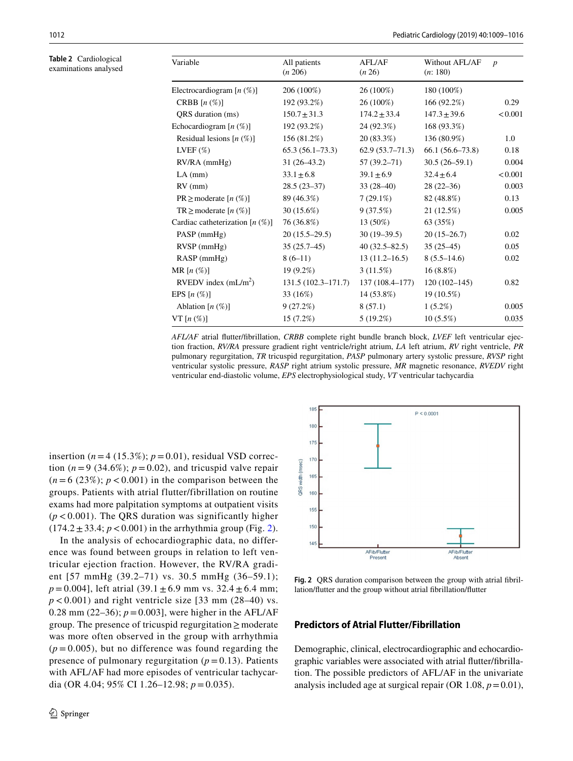**Table 2** Cardiological examinations analysed

| Variable | All patients ($n$ 206) | AFL/AF ($n$ 26) | Without AFL/AF ($n$: 180) | $p$ |
|---|---|---|---|---|
| Electrocardiogram [$n$ (%)] | 206 (100%) | 26 (100%) | 180 (100%) | |
| CRBB [$n$ (%)] | 192 (93.2%) | 26 (100%) | 166 (92.2%) | 0.29 |
| QRS duration (ms) | 150.7 ± 31.3 | 174.2 ± 33.4 | 147.3 ± 39.6 | < 0.001 |
| Echocardiogram [$n$ (%)] | 192 (93.2%) | 24 (92.3%) | 168 (93.3%) | |
| Residual lesions [$n$ (%)] | 156 (81.2%) | 20 (83.3%) | 136 (80.9%) | 1.0 |
| LVEF (%) | 65.3 (56.1–73.3) | 62.9 (53.7–71.3) | 66.1 (56.6–73.8) | 0.18 |
| RV/RA (mmHg) | 31 (26–43.2) | 57 (39.2–71) | 30.5 (26–59.1) | 0.004 |
| LA (mm) | 33.1 ± 6.8 | 39.1 ± 6.9 | 32.4 ± 6.4 | < 0.001 |
| RV (mm) | 28.5 (23–37) | 33 (28–40) | 28 (22–36) | 0.003 |
| PR ≥ moderate [$n$ (%)] | 89 (46.3%) | 7 (29.1%) | 82 (48.8%) | 0.13 |
| TR ≥ moderate [$n$ (%)] | 30 (15.6%) | 9 (37.5%) | 21 (12.5%) | 0.005 |
| Cardiac catheterization [$n$ (%)] | 76 (36.8%) | 13 (50%) | 63 (35%) | |
| PASP (mmHg) | 20 (15.5–29.5) | 30 (19–39.5) | 20 (15–26.7) | 0.02 |
| RVSP (mmHg) | 35 (25.7–45) | 40 (32.5–82.5) | 35 (25–45) | 0.05 |
| RASP (mmHg) | 8 (6–11) | 13 (11.2–16.5) | 8 (5.5–14.6) | 0.02 |
| MR [$n$ (%)] | 19 (9.2%) | 3 (11.5%) | 16 (8.8%) | |
| RVEDV index (mL/m$^2$) | 131.5 (102.3–171.7) | 137 (108.4–177) | 120 (102–145) | 0.82 |
| EPS [$n$ (%)] | 33 (16%) | 14 (53.8%) | 19 (10.5%) | |
| Ablation [$n$ (%)] | 9 (27.2%) | 8 (57.1) | 1 (5.2%) | 0.005 |
| VT [$n$ (%)] | 15 (7.2%) | 5 (19.2%) | 10 (5.5%) | 0.035 |

*AFL/AF* atrial flutter/fibrillation, *CRBB* complete right bundle branch block, *LVEF* left ventricular ejection fraction, *RV/RA* pressure gradient right ventricle/right atrium, *LA* left atrium, *RV* right ventricle, *PR* pulmonary regurgitation, *TR* tricuspid regurgitation, *PASP* pulmonary artery systolic pressure, *RVSP* right ventricular systolic pressure, *RASP* right atrium systolic pressure, *MR* magnetic resonance, *RVEDV* right ventricular end-diastolic volume, *EPS* electrophysiological study, *VT* ventricular tachycardia

insertion ($n = 4$ (15.3%); $p = 0.01$), residual VSD correction ($n = 9$ (34.6%); $p = 0.02$), and tricuspid valve repair ($n = 6$ (23%); $p < 0.001$) in the comparison between the groups. Patients with atrial flutter/fibrillation on routine exams had more palpitation symptoms at outpatient visits ($p < 0.001$). The QRS duration was significantly higher (174.2 ± 33.4; $p < 0.001$) in the arrhythmia group (Fig. 2).

In the analysis of echocardiographic data, no difference was found between groups in relation to left ventricular ejection fraction. However, the RV/RA gradient [57 mmHg (39.2–71) vs. 30.5 mmHg (36–59.1); $p = 0.004$], left atrial (39.1 ± 6.9 mm vs. 32.4 ± 6.4 mm; $p < 0.001$) and right ventricle size [33 mm (28–40) vs. 0.28 mm (22–36); $p = 0.003$], were higher in the AFL/AF group. The presence of tricuspid regurgitation ≥ moderate was more often observed in the group with arrhythmia ($p = 0.005$), but no difference was found regarding the presence of pulmonary regurgitation ($p = 0.13$). Patients with AFL/AF had more episodes of ventricular tachycardia (OR 4.04; 95% CI 1.26–12.98; $p = 0.035$).

**Fig. 2** QRS duration comparison between the group with atrial fibrillation/flutter and the group without atrial fibrillation/flutter

## Predictors of Atrial Flutter/Fibrillation

Demographic, clinical, electrocardiographic and echocardiographic variables were associated with atrial flutter/fibrillation. The possible predictors of AFL/AF in the univariate analysis included age at surgical repair (OR 1.08, $p = 0.01$),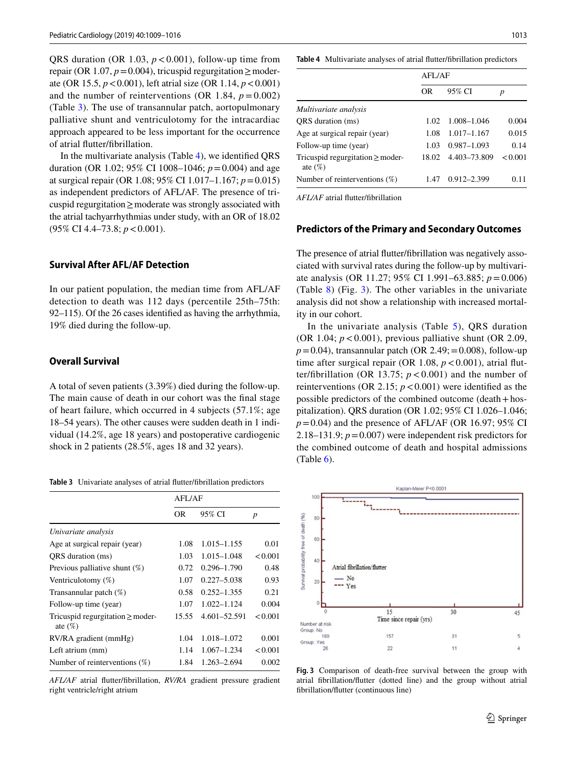QRS duration (OR 1.03, $p<0.001$), follow-up time from repair (OR 1.07, $p=0.004$), tricuspid regurgitation ≥ moderate (OR 15.5, $p<0.001$), left atrial size (OR 1.14, $p<0.001$) and the number of reinterventions (OR 1.84, $p=0.002$) (Table 3). The use of transannular patch, aortopulmonary palliative shunt and ventriculotomy for the intracardiac approach appeared to be less important for the occurrence of atrial flutter/fibrillation.

In the multivariate analysis (Table 4), we identified QRS duration (OR 1.02; 95% CI 1008–1046; $p=0.004$) and age at surgical repair (OR 1.08; 95% CI 1.017–1.167; $p=0.015$) as independent predictors of AFL/AF. The presence of tricuspid regurgitation ≥ moderate was strongly associated with the atrial tachyarrhythmias under study, with an OR of 18.02 (95% CI 4.4–73.8; $p<0.001$).

## Survival After AFL/AF Detection

In our patient population, the median time from AFL/AF detection to death was 112 days (percentile 25th–75th: 92–115). Of the 26 cases identified as having the arrhythmia, 19% died during the follow-up.

## Overall Survival

A total of seven patients (3.39%) died during the follow-up. The main cause of death in our cohort was the final stage of heart failure, which occurred in 4 subjects (57.1%; age 18–54 years). The other causes were sudden death in 1 individual (14.2%, age 18 years) and postoperative cardiogenic shock in 2 patients (28.5%, ages 18 and 32 years).

**Table 3** Univariate analyses of atrial flutter/fibrillation predictors

| | AFL/AF | | |
|---|---|---|---|
| | OR | 95% CI | *p* |
| *Univariate analysis* | | | |
| Age at surgical repair (year) | 1.08 | 1.015–1.155 | 0.01 |
| QRS duration (ms) | 1.03 | 1.015–1.048 | < 0.001 |
| Previous palliative shunt (%) | 0.72 | 0.296–1.790 | 0.48 |
| Ventriculotomy (%) | 1.07 | 0.227–5.038 | 0.93 |
| Transannular patch (%) | 0.58 | 0.252–1.355 | 0.21 |
| Follow-up time (year) | 1.07 | 1.022–1.124 | 0.004 |
| Tricuspid regurgitation ≥ moderate (%) | 15.55 | 4.601–52.591 | < 0.001 |
| RV/RA gradient (mmHg) | 1.04 | 1.018–1.072 | 0.001 |
| Left atrium (mm) | 1.14 | 1.067–1.234 | < 0.001 |
| Number of reinterventions (%) | 1.84 | 1.263–2.694 | 0.002 |

*AFL/AF* atrial flutter/fibrillation, *RV/RA* gradient pressure gradient right ventricle/right atrium

**Table 4** Multivariate analyses of atrial flutter/fibrillation predictors

| | AFL/AF | | |
|---|---|---|---|
| | OR | 95% CI | *p* |
| *Multivariate analysis* | | | |
| QRS duration (ms) | 1.02 | 1.008–1.046 | 0.004 |
| Age at surgical repair (year) | 1.08 | 1.017–1.167 | 0.015 |
| Follow-up time (year) | 1.03 | 0.987–1.093 | 0.14 |
| Tricuspid regurgitation ≥ moderate (%) | 18.02 | 4.403–73.809 | < 0.001 |
| Number of reinterventions (%) | 1.47 | 0.912–2.399 | 0.11 |

*AFL/AF* atrial flutter/fibrillation

## Predictors of the Primary and Secondary Outcomes

The presence of atrial flutter/fibrillation was negatively associated with survival rates during the follow-up by multivariate analysis (OR 11.27; 95% CI 1.991–63.885; $p=0.006$) (Table 8) (Fig. 3). The other variables in the univariate analysis did not show a relationship with increased mortality in our cohort.

In the univariate analysis (Table 5), QRS duration (OR 1.04; $p<0.001$), previous palliative shunt (OR 2.09, $p=0.04$), transannular patch (OR 2.49; $=0.008$), follow-up time after surgical repair (OR 1.08, $p<0.001$), atrial flutter/fibrillation (OR 13.75; $p<0.001$) and the number of reinterventions (OR 2.15; $p<0.001$) were identified as the possible predictors of the combined outcome (death + hospitalization). QRS duration (OR 1.02; 95% CI 1.026–1.046; $p=0.04$) and the presence of AFL/AF (OR 16.97; 95% CI 2.18–131.9; $p=0.007$) were independent risk predictors for the combined outcome of death and hospital admissions (Table 6).

**Fig. 3** Comparison of death-free survival between the group with atrial fibrillation/flutter (dotted line) and the group without atrial fibrillation/flutter (continuous line)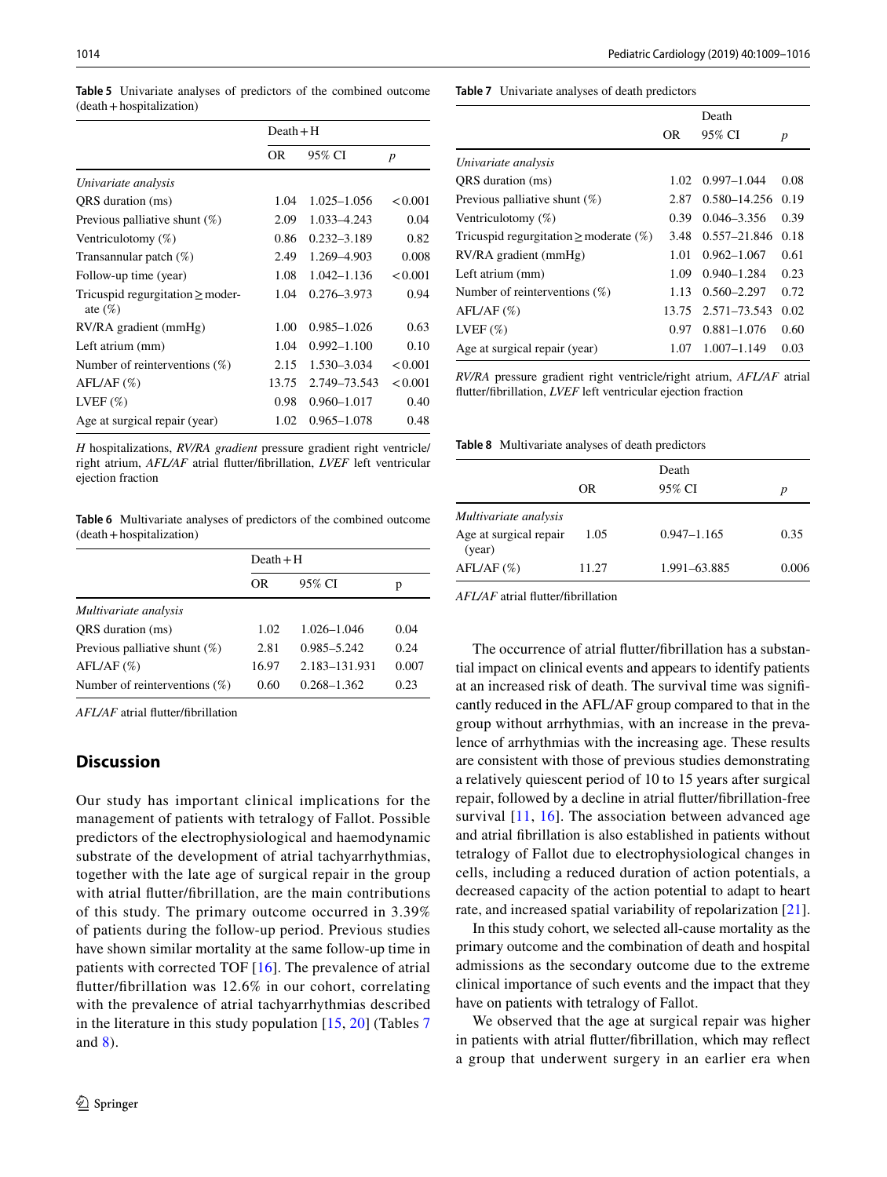**Table 5** Univariate analyses of predictors of the combined outcome (death + hospitalization)

| | Death + H | | |
|---|---|---|---|
| | OR | 95% CI | *p* |
| *Univariate analysis* | | | |
| QRS duration (ms) | 1.04 | 1.025–1.056 | < 0.001 |
| Previous palliative shunt (%) | 2.09 | 1.033–4.243 | 0.04 |
| Ventriculotomy (%) | 0.86 | 0.232–3.189 | 0.82 |
| Transannular patch (%) | 2.49 | 1.269–4.903 | 0.008 |
| Follow-up time (year) | 1.08 | 1.042–1.136 | < 0.001 |
| Tricuspid regurgitation ≥ moderate (%) | 1.04 | 0.276–3.973 | 0.94 |
| RV/RA gradient (mmHg) | 1.00 | 0.985–1.026 | 0.63 |
| Left atrium (mm) | 1.04 | 0.992–1.100 | 0.10 |
| Number of reinterventions (%) | 2.15 | 1.530–3.034 | < 0.001 |
| AFL/AF (%) | 13.75 | 2.749–73.543 | < 0.001 |
| LVEF (%) | 0.98 | 0.960–1.017 | 0.40 |
| Age at surgical repair (year) | 1.02 | 0.965–1.078 | 0.48 |

*H* hospitalizations, *RV/RA gradient* pressure gradient right ventricle/right atrium, *AFL/AF* atrial flutter/fibrillation, *LVEF* left ventricular ejection fraction

**Table 6** Multivariate analyses of predictors of the combined outcome (death + hospitalization)

| | Death + H | | |
|---|---|---|---|
| | OR | 95% CI | p |
| *Multivariate analysis* | | | |
| QRS duration (ms) | 1.02 | 1.026–1.046 | 0.04 |
| Previous palliative shunt (%) | 2.81 | 0.985–5.242 | 0.24 |
| AFL/AF (%) | 16.97 | 2.183–131.931 | 0.007 |
| Number of reinterventions (%) | 0.60 | 0.268–1.362 | 0.23 |

*AFL/AF* atrial flutter/fibrillation

**Table 7** Univariate analyses of death predictors

| | Death | | |
|---|---|---|---|
| | OR | 95% CI | *p* |
| *Univariate analysis* | | | |
| QRS duration (ms) | 1.02 | 0.997–1.044 | 0.08 |
| Previous palliative shunt (%) | 2.87 | 0.580–14.256 | 0.19 |
| Ventriculotomy (%) | 0.39 | 0.046–3.356 | 0.39 |
| Tricuspid regurgitation ≥ moderate (%) | 3.48 | 0.557–21.846 | 0.18 |
| RV/RA gradient (mmHg) | 1.01 | 0.962–1.067 | 0.61 |
| Left atrium (mm) | 1.09 | 0.940–1.284 | 0.23 |
| Number of reinterventions (%) | 1.13 | 0.560–2.297 | 0.72 |
| AFL/AF (%) | 13.75 | 2.571–73.543 | 0.02 |
| LVEF (%) | 0.97 | 0.881–1.076 | 0.60 |
| Age at surgical repair (year) | 1.07 | 1.007–1.149 | 0.03 |

*RV/RA* pressure gradient right ventricle/right atrium, *AFL/AF* atrial flutter/fibrillation, *LVEF* left ventricular ejection fraction

**Table 8** Multivariate analyses of death predictors

| | Death | | |
|---|---|---|---|
| | OR | 95% CI | *p* |
| *Multivariate analysis* | | | |
| Age at surgical repair (year) | 1.05 | 0.947–1.165 | 0.35 |
| AFL/AF (%) | 11.27 | 1.991–63.885 | 0.006 |

*AFL/AF* atrial flutter/fibrillation

## Discussion

Our study has important clinical implications for the management of patients with tetralogy of Fallot. Possible predictors of the electrophysiological and haemodynamic substrate of the development of atrial tachyarrhythmias, together with the late age of surgical repair in the group with atrial flutter/fibrillation, are the main contributions of this study. The primary outcome occurred in 3.39% of patients during the follow-up period. Previous studies have shown similar mortality at the same follow-up time in patients with corrected TOF [16]. The prevalence of atrial flutter/fibrillation was 12.6% in our cohort, correlating with the prevalence of atrial tachyarrhythmias described in the literature in this study population [15, 20] (Tables 7 and 8).

The occurrence of atrial flutter/fibrillation has a substantial impact on clinical events and appears to identify patients at an increased risk of death. The survival time was significantly reduced in the AFL/AF group compared to that in the group without arrhythmias, with an increase in the prevalence of arrhythmias with the increasing age. These results are consistent with those of previous studies demonstrating a relatively quiescent period of 10 to 15 years after surgical repair, followed by a decline in atrial flutter/fibrillation-free survival [11, 16]. The association between advanced age and atrial fibrillation is also established in patients without tetralogy of Fallot due to electrophysiological changes in cells, including a reduced duration of action potentials, a decreased capacity of the action potential to adapt to heart rate, and increased spatial variability of repolarization [21].

In this study cohort, we selected all-cause mortality as the primary outcome and the combination of death and hospital admissions as the secondary outcome due to the extreme clinical importance of such events and the impact that they have on patients with tetralogy of Fallot.

We observed that the age at surgical repair was higher in patients with atrial flutter/fibrillation, which may reflect a group that underwent surgery in an earlier era when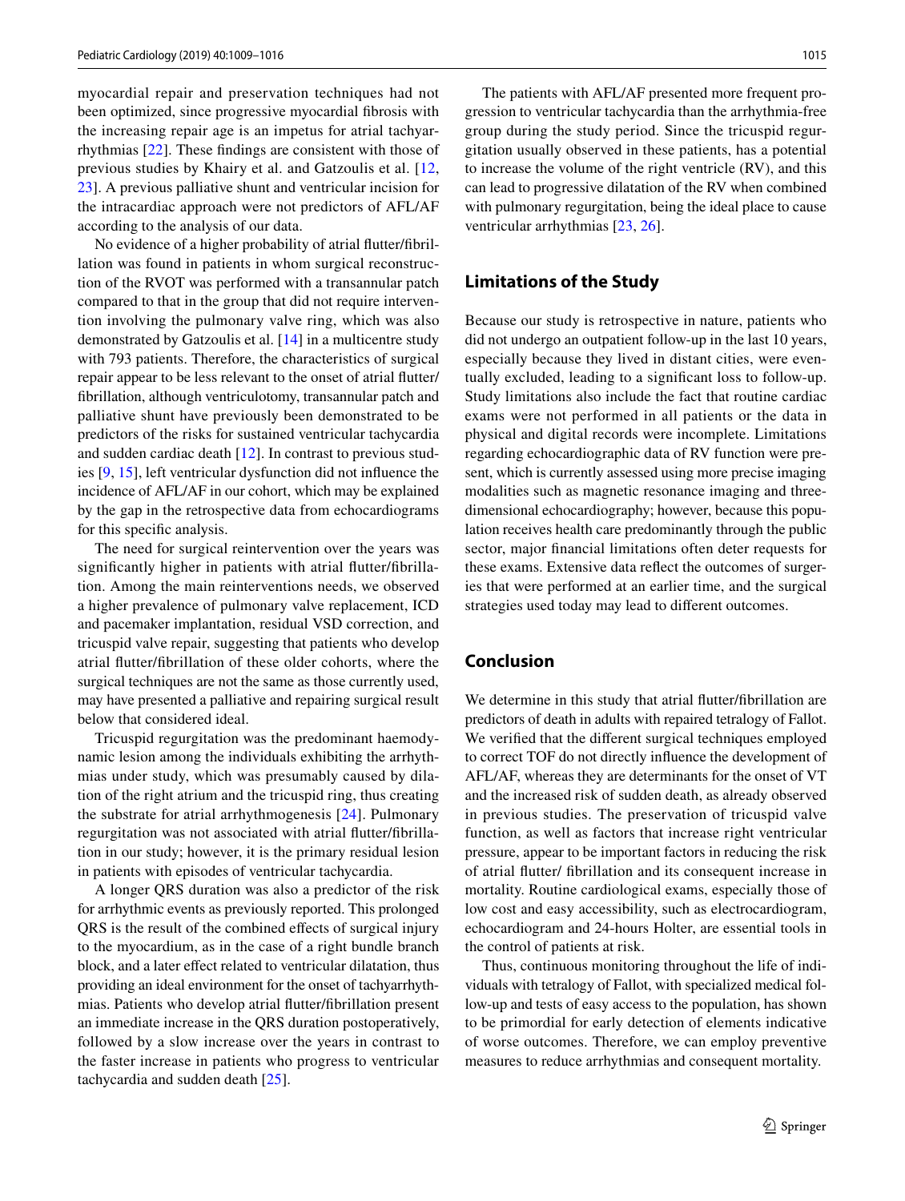myocardial repair and preservation techniques had not been optimized, since progressive myocardial fibrosis with the increasing repair age is an impetus for atrial tachyarrhythmias [22]. These findings are consistent with those of previous studies by Khairy et al. and Gatzoulis et al. [12, 23]. A previous palliative shunt and ventricular incision for the intracardiac approach were not predictors of AFL/AF according to the analysis of our data.

No evidence of a higher probability of atrial flutter/fibrillation was found in patients in whom surgical reconstruction of the RVOT was performed with a transannular patch compared to that in the group that did not require intervention involving the pulmonary valve ring, which was also demonstrated by Gatzoulis et al. [14] in a multicentre study with 793 patients. Therefore, the characteristics of surgical repair appear to be less relevant to the onset of atrial flutter/fibrillation, although ventriculotomy, transannular patch and palliative shunt have previously been demonstrated to be predictors of the risks for sustained ventricular tachycardia and sudden cardiac death [12]. In contrast to previous studies [9, 15], left ventricular dysfunction did not influence the incidence of AFL/AF in our cohort, which may be explained by the gap in the retrospective data from echocardiograms for this specific analysis.

The need for surgical reintervention over the years was significantly higher in patients with atrial flutter/fibrillation. Among the main reinterventions needs, we observed a higher prevalence of pulmonary valve replacement, ICD and pacemaker implantation, residual VSD correction, and tricuspid valve repair, suggesting that patients who develop atrial flutter/fibrillation of these older cohorts, where the surgical techniques are not the same as those currently used, may have presented a palliative and repairing surgical result below that considered ideal.

Tricuspid regurgitation was the predominant haemodynamic lesion among the individuals exhibiting the arrhythmias under study, which was presumably caused by dilation of the right atrium and the tricuspid ring, thus creating the substrate for atrial arrhythmogenesis [24]. Pulmonary regurgitation was not associated with atrial flutter/fibrillation in our study; however, it is the primary residual lesion in patients with episodes of ventricular tachycardia.

A longer QRS duration was also a predictor of the risk for arrhythmic events as previously reported. This prolonged QRS is the result of the combined effects of surgical injury to the myocardium, as in the case of a right bundle branch block, and a later effect related to ventricular dilatation, thus providing an ideal environment for the onset of tachyarrhythmias. Patients who develop atrial flutter/fibrillation present an immediate increase in the QRS duration postoperatively, followed by a slow increase over the years in contrast to the faster increase in patients who progress to ventricular tachycardia and sudden death [25].

The patients with AFL/AF presented more frequent progression to ventricular tachycardia than the arrhythmia-free group during the study period. Since the tricuspid regurgitation usually observed in these patients, has a potential to increase the volume of the right ventricle (RV), and this can lead to progressive dilatation of the RV when combined with pulmonary regurgitation, being the ideal place to cause ventricular arrhythmias [23, 26].

## Limitations of the Study

Because our study is retrospective in nature, patients who did not undergo an outpatient follow-up in the last 10 years, especially because they lived in distant cities, were eventually excluded, leading to a significant loss to follow-up. Study limitations also include the fact that routine cardiac exams were not performed in all patients or the data in physical and digital records were incomplete. Limitations regarding echocardiographic data of RV function were present, which is currently assessed using more precise imaging modalities such as magnetic resonance imaging and three-dimensional echocardiography; however, because this population receives health care predominantly through the public sector, major financial limitations often deter requests for these exams. Extensive data reflect the outcomes of surgeries that were performed at an earlier time, and the surgical strategies used today may lead to different outcomes.

## Conclusion

We determine in this study that atrial flutter/fibrillation are predictors of death in adults with repaired tetralogy of Fallot. We verified that the different surgical techniques employed to correct TOF do not directly influence the development of AFL/AF, whereas they are determinants for the onset of VT and the increased risk of sudden death, as already observed in previous studies. The preservation of tricuspid valve function, as well as factors that increase right ventricular pressure, appear to be important factors in reducing the risk of atrial flutter/ fibrillation and its consequent increase in mortality. Routine cardiological exams, especially those of low cost and easy accessibility, such as electrocardiogram, echocardiogram and 24-hours Holter, are essential tools in the control of patients at risk.

Thus, continuous monitoring throughout the life of individuals with tetralogy of Fallot, with specialized medical follow-up and tests of easy access to the population, has shown to be primordial for early detection of elements indicative of worse outcomes. Therefore, we can employ preventive measures to reduce arrhythmias and consequent mortality.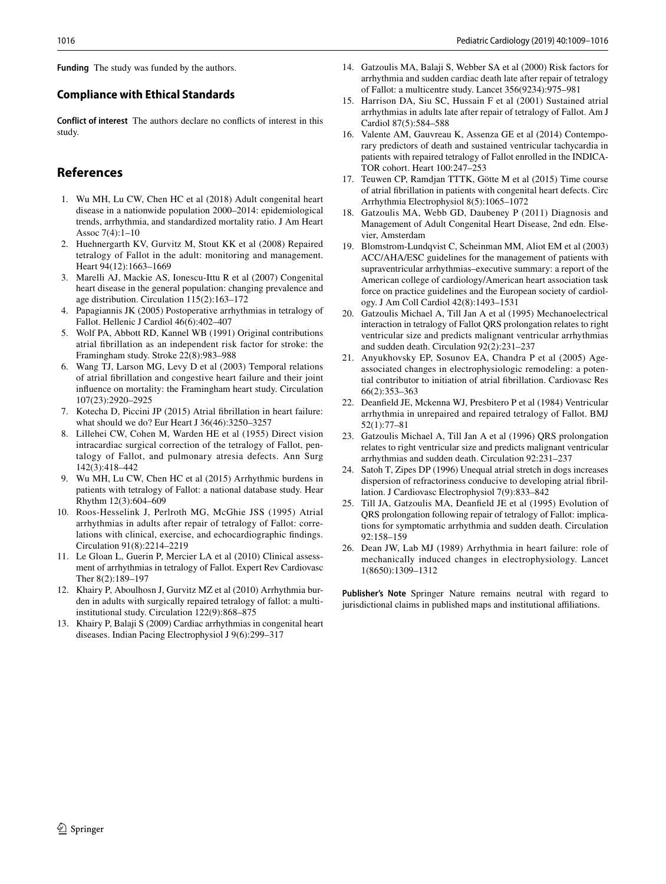**Funding** The study was funded by the authors.

## Compliance with Ethical Standards

**Conflict of interest** The authors declare no conflicts of interest in this study.

# References

1. Wu MH, Lu CW, Chen HC et al (2018) Adult congenital heart disease in a nationwide population 2000–2014: epidemiological trends, arrhythmia, and standardized mortality ratio. J Am Heart Assoc 7(4):1–10
2. Huehnergarth KV, Gurvitz M, Stout KK et al (2008) Repaired tetralogy of Fallot in the adult: monitoring and management. Heart 94(12):1663–1669
3. Marelli AJ, Mackie AS, Ionescu-Ittu R et al (2007) Congenital heart disease in the general population: changing prevalence and age distribution. Circulation 115(2):163–172
4. Papagiannis JK (2005) Postoperative arrhythmias in tetralogy of Fallot. Hellenic J Cardiol 46(6):402–407
5. Wolf PA, Abbott RD, Kannel WB (1991) Original contributions atrial fibrillation as an independent risk factor for stroke: the Framingham study. Stroke 22(8):983–988
6. Wang TJ, Larson MG, Levy D et al (2003) Temporal relations of atrial fibrillation and congestive heart failure and their joint influence on mortality: the Framingham heart study. Circulation 107(23):2920–2925
7. Kotecha D, Piccini JP (2015) Atrial fibrillation in heart failure: what should we do? Eur Heart J 36(46):3250–3257
8. Lillehei CW, Cohen M, Warden HE et al (1955) Direct vision intracardiac surgical correction of the tetralogy of Fallot, pentalogy of Fallot, and pulmonary atresia defects. Ann Surg 142(3):418–442
9. Wu MH, Lu CW, Chen HC et al (2015) Arrhythmic burdens in patients with tetralogy of Fallot: a national database study. Hear Rhythm 12(3):604–609
10. Roos-Hesselink J, Perlroth MG, McGhie JSS (1995) Atrial arrhythmias in adults after repair of tetralogy of Fallot: correlations with clinical, exercise, and echocardiographic findings. Circulation 91(8):2214–2219
11. Le Gloan L, Guerin P, Mercier LA et al (2010) Clinical assessment of arrhythmias in tetralogy of Fallot. Expert Rev Cardiovasc Ther 8(2):189–197
12. Khairy P, Aboulhosn J, Gurvitz MZ et al (2010) Arrhythmia burden in adults with surgically repaired tetralogy of fallot: a multi-institutional study. Circulation 122(9):868–875
13. Khairy P, Balaji S (2009) Cardiac arrhythmias in congenital heart diseases. Indian Pacing Electrophysiol J 9(6):299–317
14. Gatzoulis MA, Balaji S, Webber SA et al (2000) Risk factors for arrhythmia and sudden cardiac death late after repair of tetralogy of Fallot: a multicentre study. Lancet 356(9234):975–981
15. Harrison DA, Siu SC, Hussain F et al (2001) Sustained atrial arrhythmias in adults late after repair of tetralogy of Fallot. Am J Cardiol 87(5):584–588
16. Valente AM, Gauvreau K, Assenza GE et al (2014) Contemporary predictors of death and sustained ventricular tachycardia in patients with repaired tetralogy of Fallot enrolled in the INDICATOR cohort. Heart 100:247–253
17. Teuwen CP, Ramdjan TTTK, Götte M et al (2015) Time course of atrial fibrillation in patients with congenital heart defects. Circ Arrhythmia Electrophysiol 8(5):1065–1072
18. Gatzoulis MA, Webb GD, Daubeney P (2011) Diagnosis and Management of Adult Congenital Heart Disease, 2nd edn. Elsevier, Amsterdam
19. Blomstrom-Lundqvist C, Scheinman MM, Aliot EM et al (2003) ACC/AHA/ESC guidelines for the management of patients with supraventricular arrhythmias–executive summary: a report of the American college of cardiology/American heart association task force on practice guidelines and the European society of cardiology. J Am Coll Cardiol 42(8):1493–1531
20. Gatzoulis Michael A, Till Jan A et al (1995) Mechanoelectrical interaction in tetralogy of Fallot QRS prolongation relates to right ventricular size and predicts malignant ventricular arrhythmias and sudden death. Circulation 92(2):231–237
21. Anyukhovsky EP, Sosunov EA, Chandra P et al (2005) Age-associated changes in electrophysiologic remodeling: a potential contributor to initiation of atrial fibrillation. Cardiovasc Res 66(2):353–363
22. Deanfield JE, Mckenna WJ, Presbitero P et al (1984) Ventricular arrhythmia in unrepaired and repaired tetralogy of Fallot. BMJ 52(1):77–81
23. Gatzoulis Michael A, Till Jan A et al (1996) QRS prolongation relates to right ventricular size and predicts malignant ventricular arrhythmias and sudden death. Circulation 92:231–237
24. Satoh T, Zipes DP (1996) Unequal atrial stretch in dogs increases dispersion of refractoriness conducive to developing atrial fibrillation. J Cardiovasc Electrophysiol 7(9):833–842
25. Till JA, Gatzoulis MA, Deanfield JE et al (1995) Evolution of QRS prolongation following repair of tetralogy of Fallot: implications for symptomatic arrhythmia and sudden death. Circulation 92:158–159
26. Dean JW, Lab MJ (1989) Arrhythmia in heart failure: role of mechanically induced changes in electrophysiology. Lancet 1(8650):1309–1312

**Publisher's Note** Springer Nature remains neutral with regard to jurisdictional claims in published maps and institutional affiliations.